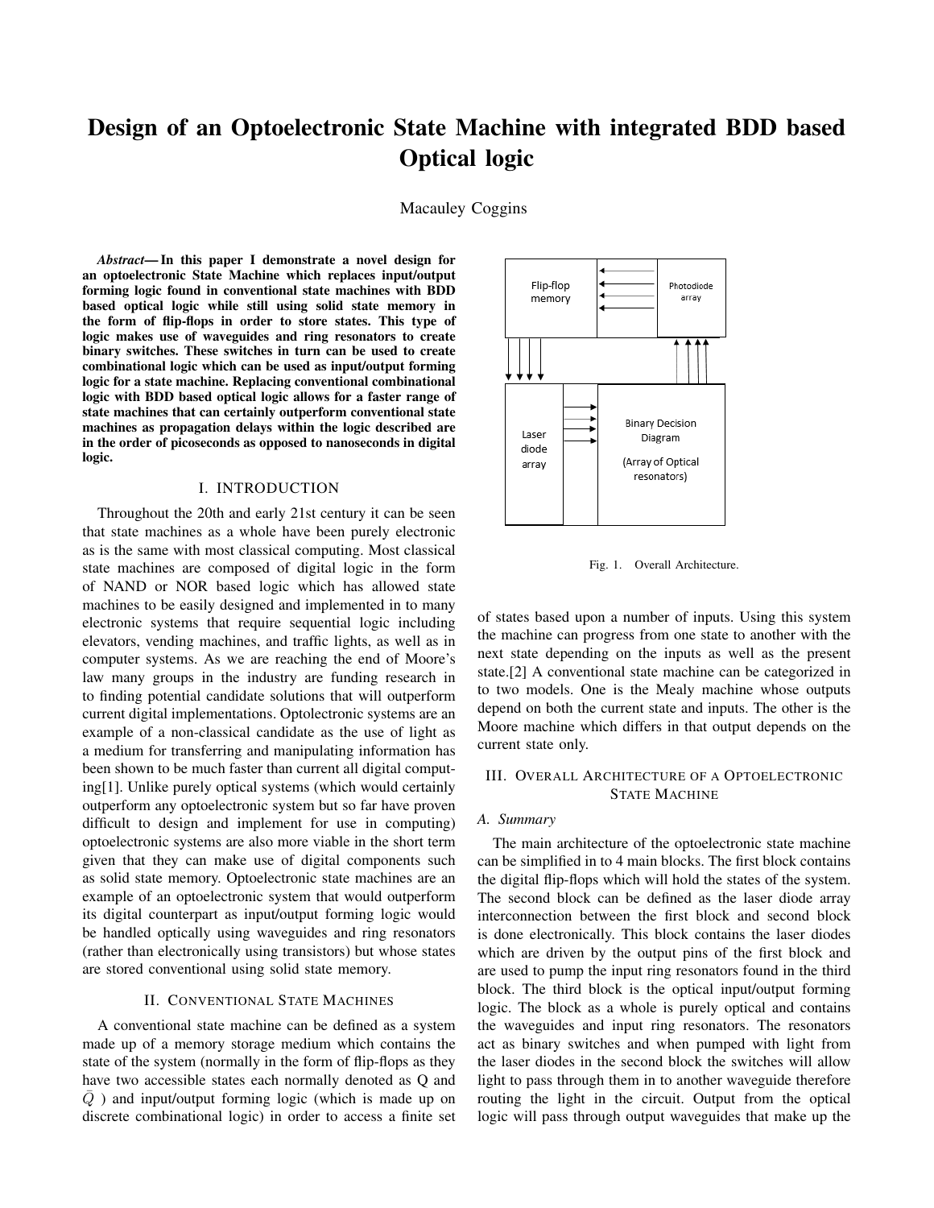# Design of an Optoelectronic State Machine with integrated BDD based Optical logic

Macauley Coggins

***Abstract*— In this paper I demonstrate a novel design for an optoelectronic State Machine which replaces input/output forming logic found in conventional state machines with BDD based optical logic while still using solid state memory in the form of flip-flops in order to store states. This type of logic makes use of waveguides and ring resonators to create binary switches. These switches in turn can be used to create combinational logic which can be used as input/output forming logic for a state machine. Replacing conventional combinational logic with BDD based optical logic allows for a faster range of state machines that can certainly outperform conventional state machines as propagation delays within the logic described are in the order of picoseconds as opposed to nanoseconds in digital logic.**

## I. INTRODUCTION

Throughout the 20th and early 21st century it can be seen that state machines as a whole have been purely electronic as is the same with most classical computing. Most classical state machines are composed of digital logic in the form of NAND or NOR based logic which has allowed state machines to be easily designed and implemented in to many electronic systems that require sequential logic including elevators, vending machines, and traffic lights, as well as in computer systems. As we are reaching the end of Moore's law many groups in the industry are funding research in to finding potential candidate solutions that will outperform current digital implementations. Optolectronic systems are an example of a non-classical candidate as the use of light as a medium for transferring and manipulating information has been shown to be much faster than current all digital computing[1]. Unlike purely optical systems (which would certainly outperform any optoelectronic system but so far have proven difficult to design and implement for use in computing) optoelectronic systems are also more viable in the short term given that they can make use of digital components such as solid state memory. Optoelectronic state machines are an example of an optoelectronic system that would outperform its digital counterpart as input/output forming logic would be handled optically using waveguides and ring resonators (rather than electronically using transistors) but whose states are stored conventional using solid state memory.

## II. CONVENTIONAL STATE MACHINES

A conventional state machine can be defined as a system made up of a memory storage medium which contains the state of the system (normally in the form of flip-flops as they have two accessible states each normally denoted as Q and $\bar{Q}$ ) and input/output forming logic (which is made up on discrete combinational logic) in order to access a finite set of states based upon a number of inputs. Using this system the machine can progress from one state to another with the next state depending on the inputs as well as the present state.[2] A conventional state machine can be categorized in to two models. One is the Mealy machine whose outputs depend on both the current state and inputs. The other is the Moore machine which differs in that output depends on the current state only.

Fig. 1. Overall Architecture.

## III. OVERALL ARCHITECTURE OF A OPTOELECTRONIC STATE MACHINE

### A. Summary

The main architecture of the optoelectronic state machine can be simplified in to 4 main blocks. The first block contains the digital flip-flops which will hold the states of the system. The second block can be defined as the laser diode array interconnection between the first block and second block is done electronically. This block contains the laser diodes which are driven by the output pins of the first block and are used to pump the input ring resonators found in the third block. The third block is the optical input/output forming logic. The block as a whole is purely optical and contains the waveguides and input ring resonators. The resonators act as binary switches and when pumped with light from the laser diodes in the second block the switches will allow light to pass through them in to another waveguide therefore routing the light in the circuit. Output from the optical logic will pass through output waveguides that make up the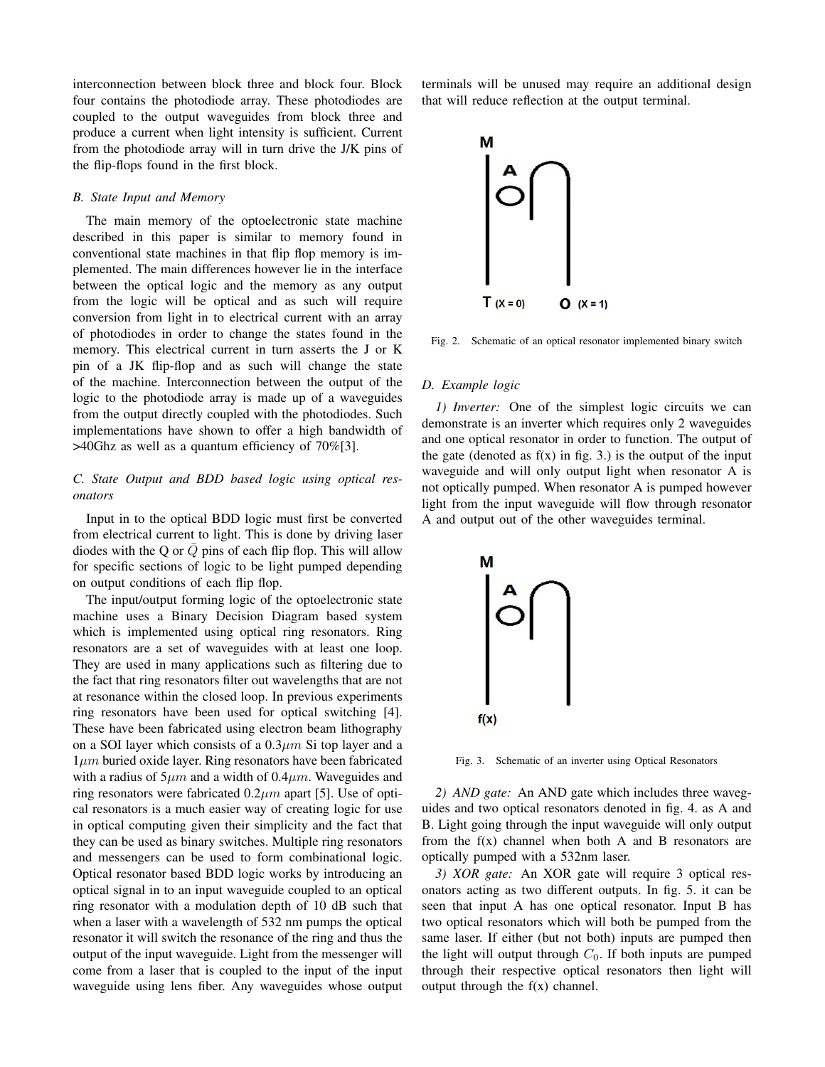interconnection between block three and block four. Block four contains the photodiode array. These photodiodes are coupled to the output waveguides from block three and produce a current when light intensity is sufficient. Current from the photodiode array will in turn drive the J/K pins of the flip-flops found in the first block.

### B. State Input and Memory

The main memory of the optoelectronic state machine described in this paper is similar to memory found in conventional state machines in that flip flop memory is implemented. The main differences however lie in the interface between the optical logic and the memory as any output from the logic will be optical and as such will require conversion from light in to electrical current with an array of photodiodes in order to change the states found in the memory. This electrical current in turn asserts the J or K pin of a JK flip-flop and as such will change the state of the machine. Interconnection between the output of the logic to the photodiode array is made up of a waveguides from the output directly coupled with the photodiodes. Such implementations have shown to offer a high bandwidth of >40Ghz as well as a quantum efficiency of 70%[3].

### C. State Output and BDD based logic using optical resonators

Input in to the optical BDD logic must first be converted from electrical current to light. This is done by driving laser diodes with the Q or $\bar{Q}$ pins of each flip flop. This will allow for specific sections of logic to be light pumped depending on output conditions of each flip flop.

The input/output forming logic of the optoelectronic state machine uses a Binary Decision Diagram based system which is implemented using optical ring resonators. Ring resonators are a set of waveguides with at least one loop. They are used in many applications such as filtering due to the fact that ring resonators filter out wavelengths that are not at resonance within the closed loop. In previous experiments ring resonators have been used for optical switching [4]. These have been fabricated using electron beam lithography on a SOI layer which consists of a $0.3\mu m$ Si top layer and a $1\mu m$ buried oxide layer. Ring resonators have been fabricated with a radius of $5\mu m$ and a width of $0.4\mu m$. Waveguides and ring resonators were fabricated $0.2\mu m$ apart [5]. Use of optical resonators is a much easier way of creating logic for use in optical computing given their simplicity and the fact that they can be used as binary switches. Multiple ring resonators and messengers can be used to form combinational logic. Optical resonator based BDD logic works by introducing an optical signal in to an input waveguide coupled to an optical ring resonator with a modulation depth of 10 dB such that when a laser with a wavelength of 532 nm pumps the optical resonator it will switch the resonance of the ring and thus the output of the input waveguide. Light from the messenger will come from a laser that is coupled to the input of the input waveguide using lens fiber. Any waveguides whose output terminals will be unused may require an additional design that will reduce reflection at the output terminal.

Fig. 2. Schematic of an optical resonator implemented binary switch

### D. Example logic

*1) Inverter:* One of the simplest logic circuits we can demonstrate is an inverter which requires only 2 waveguides and one optical resonator in order to function. The output of the gate (denoted as f(x) in fig. 3.) is the output of the input waveguide and will only output light when resonator A is not optically pumped. When resonator A is pumped however light from the input waveguide will flow through resonator A and output out of the other waveguides terminal.

Fig. 3. Schematic of an inverter using Optical Resonators

*2) AND gate:* An AND gate which includes three waveguides and two optical resonators denoted in fig. 4. as A and B. Light going through the input waveguide will only output from the f(x) channel when both A and B resonators are optically pumped with a 532nm laser.

*3) XOR gate:* An XOR gate will require 3 optical resonators acting as two different outputs. In fig. 5. it can be seen that input A has one optical resonator. Input B has two optical resonators which will both be pumped from the same laser. If either (but not both) inputs are pumped then the light will output through $C_0$. If both inputs are pumped through their respective optical resonators then light will output through the f(x) channel.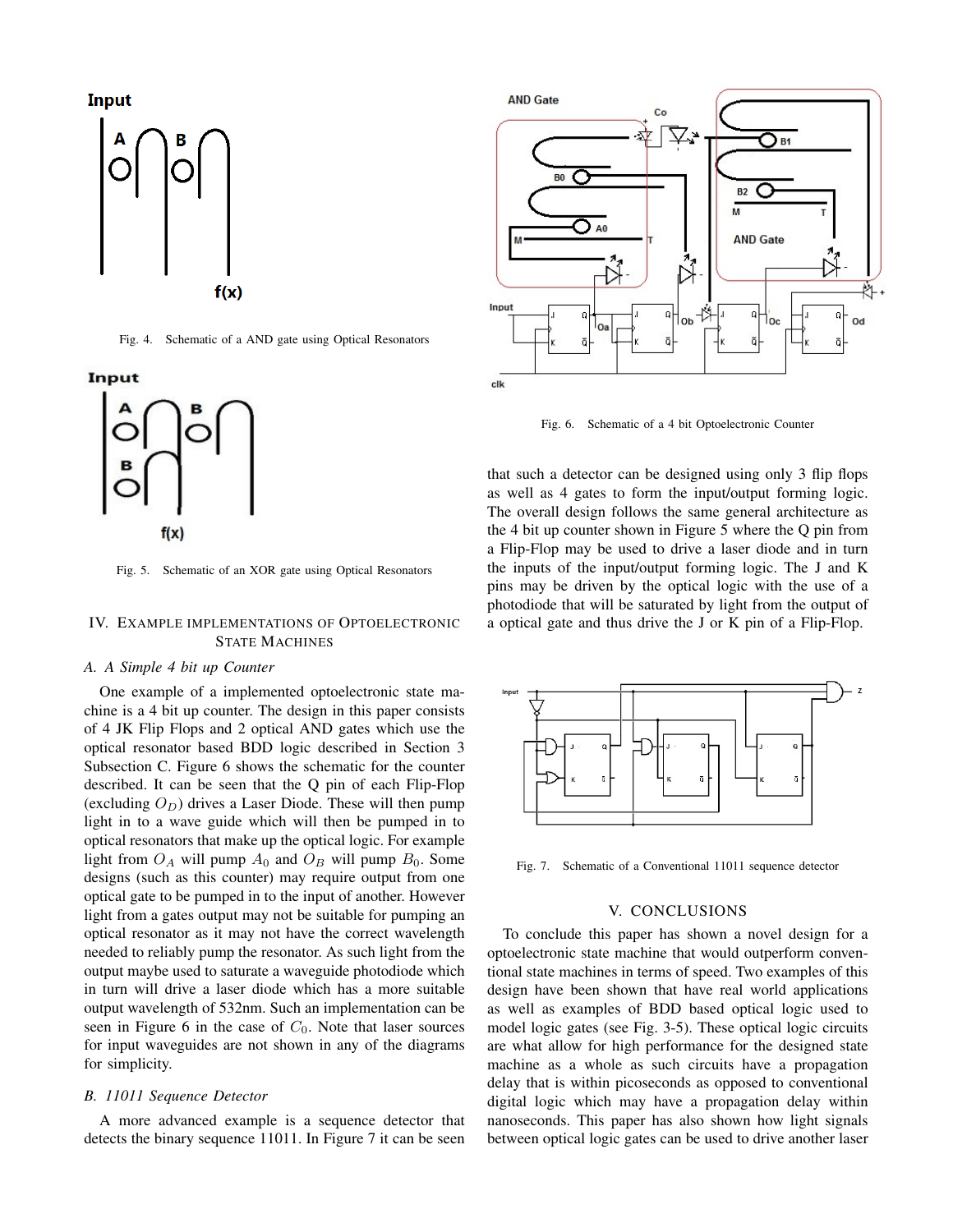Fig. 4. Schematic of a AND gate using Optical Resonators

Fig. 5. Schematic of an XOR gate using Optical Resonators

## IV. Example Implementations of Optoelectronic State Machines

### A. A Simple 4 bit up Counter

One example of a implemented optoelectronic state machine is a 4 bit up counter. The design in this paper consists of 4 JK Flip Flops and 2 optical AND gates which use the optical resonator based BDD logic described in Section 3 Subsection C. Figure 6 shows the schematic for the counter described. It can be seen that the Q pin of each Flip-Flop (excluding $O_D$) drives a Laser Diode. These will then pump light in to a wave guide which will then be pumped in to optical resonators that make up the optical logic. For example light from $O_A$ will pump $A_0$ and $O_B$ will pump $B_0$. Some designs (such as this counter) may require output from one optical gate to be pumped in to the input of another. However light from a gates output may not be suitable for pumping an optical resonator as it may not have the correct wavelength needed to reliably pump the resonator. As such light from the output maybe used to saturate a waveguide photodiode which in turn will drive a laser diode which has a more suitable output wavelength of 532nm. Such an implementation can be seen in Figure 6 in the case of $C_0$. Note that laser sources for input waveguides are not shown in any of the diagrams for simplicity.

### B. 11011 Sequence Detector

A more advanced example is a sequence detector that detects the binary sequence 11011. In Figure 7 it can be seen that such a detector can be designed using only 3 flip flops as well as 4 gates to form the input/output forming logic. The overall design follows the same general architecture as the 4 bit up counter shown in Figure 5 where the Q pin from a Flip-Flop may be used to drive a laser diode and in turn the inputs of the input/output forming logic. The J and K pins may be driven by the optical logic with the use of a photodiode that will be saturated by light from the output of a optical gate and thus drive the J or K pin of a Flip-Flop.

Fig. 6. Schematic of a 4 bit Optoelectronic Counter

Fig. 7. Schematic of a Conventional 11011 sequence detector

## V. Conclusions

To conclude this paper has shown a novel design for a optoelectronic state machine that would outperform conventional state machines in terms of speed. Two examples of this design have been shown that have real world applications as well as examples of BDD based optical logic used to model logic gates (see Fig. 3-5). These optical logic circuits are what allow for high performance for the designed state machine as a whole as such circuits have a propagation delay that is within picoseconds as opposed to conventional digital logic which may have a propagation delay within nanoseconds. This paper has also shown how light signals between optical logic gates can be used to drive another laser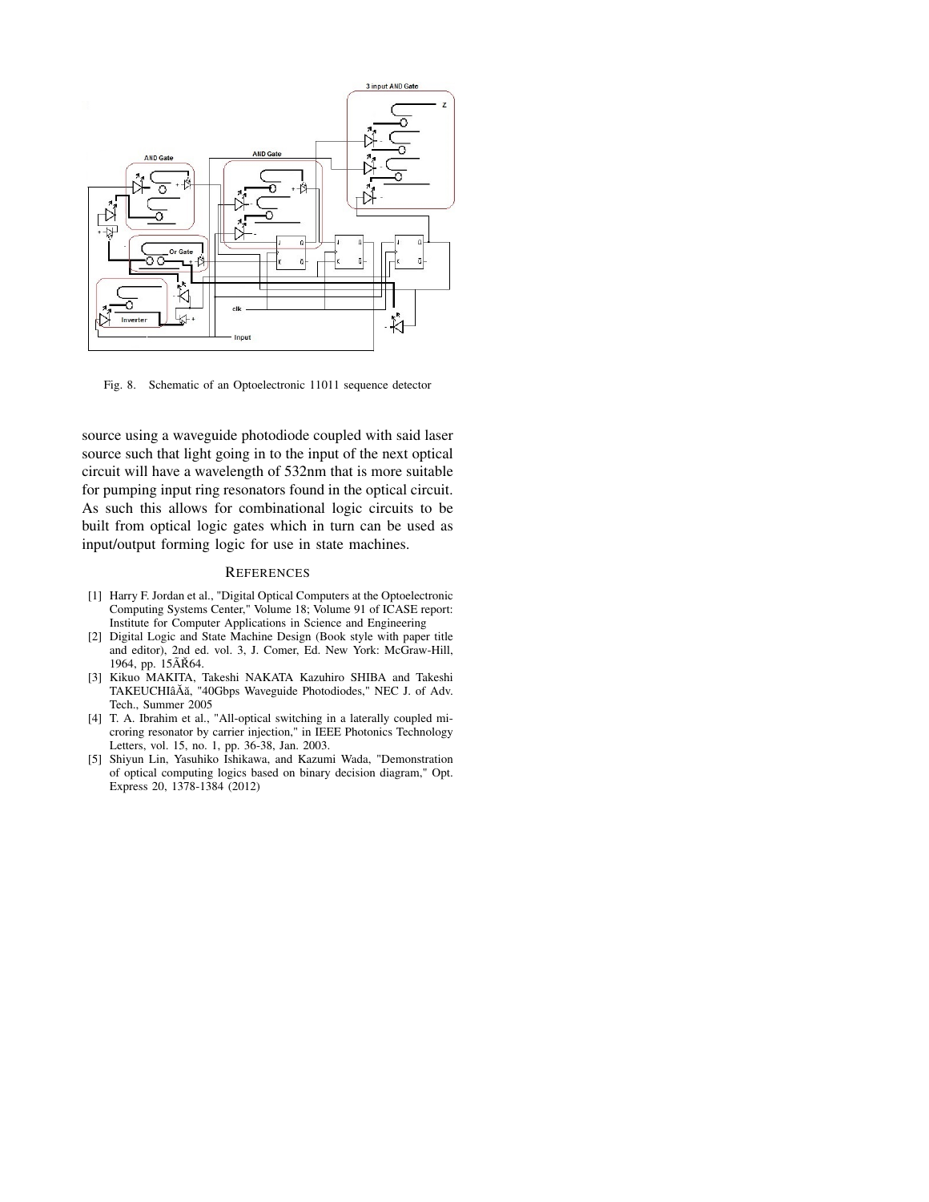3 input AND Gate

Z

AND Gate

AND Gate

Or Gate

Inverter

clk

Input

Fig. 8. Schematic of an Optoelectronic 11011 sequence detector

source using a waveguide photodiode coupled with said laser source such that light going in to the input of the next optical circuit will have a wavelength of 532nm that is more suitable for pumping input ring resonators found in the optical circuit. As such this allows for combinational logic circuits to be built from optical logic gates which in turn can be used as input/output forming logic for use in state machines.

## REFERENCES

[1] Harry F. Jordan et al., "Digital Optical Computers at the Optoelectronic Computing Systems Center," Volume 18; Volume 91 of ICASE report: Institute for Computer Applications in Science and Engineering

[2] Digital Logic and State Machine Design (Book style with paper title and editor), 2nd ed. vol. 3, J. Comer, Ed. New York: McGraw-Hill, 1964, pp. 15ÂŘ64.

[3] Kikuo MAKITA, Takeshi NAKATA Kazuhiro SHIBA and Takeshi TAKEUCHIâĂă, "40Gbps Waveguide Photodiodes," NEC J. of Adv. Tech., Summer 2005

[4] T. A. Ibrahim et al., "All-optical switching in a laterally coupled microring resonator by carrier injection," in IEEE Photonics Technology Letters, vol. 15, no. 1, pp. 36-38, Jan. 2003.

[5] Shiyun Lin, Yasuhiko Ishikawa, and Kazumi Wada, "Demonstration of optical computing logics based on binary decision diagram," Opt. Express 20, 1378-1384 (2012)